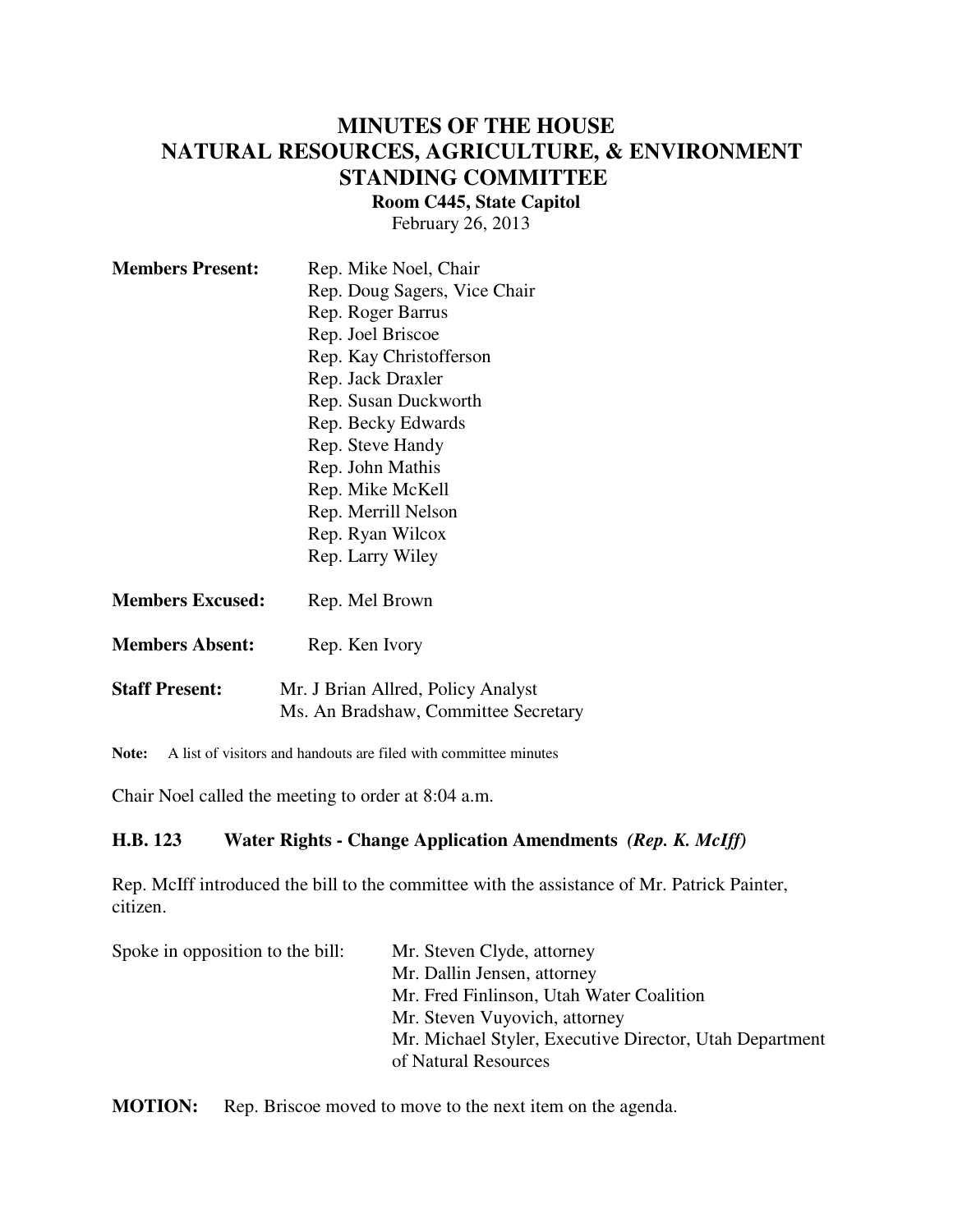# MINUTES OF THE HOUSE NATURAL RESOURCES, AGRICULTURE, & ENVIRONMENT STANDING COMMITTEE

**Room C445, State Capitol**

February 26, 2013

**Members Present:**
Rep. Mike Noel, Chair
Rep. Doug Sagers, Vice Chair
Rep. Roger Barrus
Rep. Joel Briscoe
Rep. Kay Christofferson
Rep. Jack Draxler
Rep. Susan Duckworth
Rep. Becky Edwards
Rep. Steve Handy
Rep. John Mathis
Rep. Mike McKell
Rep. Merrill Nelson
Rep. Ryan Wilcox
Rep. Larry Wiley

**Members Excused:** Rep. Mel Brown

**Members Absent:** Rep. Ken Ivory

**Staff Present:**
Mr. J Brian Allred, Policy Analyst
Ms. An Bradshaw, Committee Secretary

**Note:** A list of visitors and handouts are filed with committee minutes

Chair Noel called the meeting to order at 8:04 a.m.

### H.B. 123 Water Rights - Change Application Amendments *(Rep. K. McIff)*

Rep. McIff introduced the bill to the committee with the assistance of Mr. Patrick Painter, citizen.

Spoke in opposition to the bill:
Mr. Steven Clyde, attorney
Mr. Dallin Jensen, attorney
Mr. Fred Finlinson, Utah Water Coalition
Mr. Steven Vuyovich, attorney
Mr. Michael Styler, Executive Director, Utah Department of Natural Resources

**MOTION:** Rep. Briscoe moved to move to the next item on the agenda.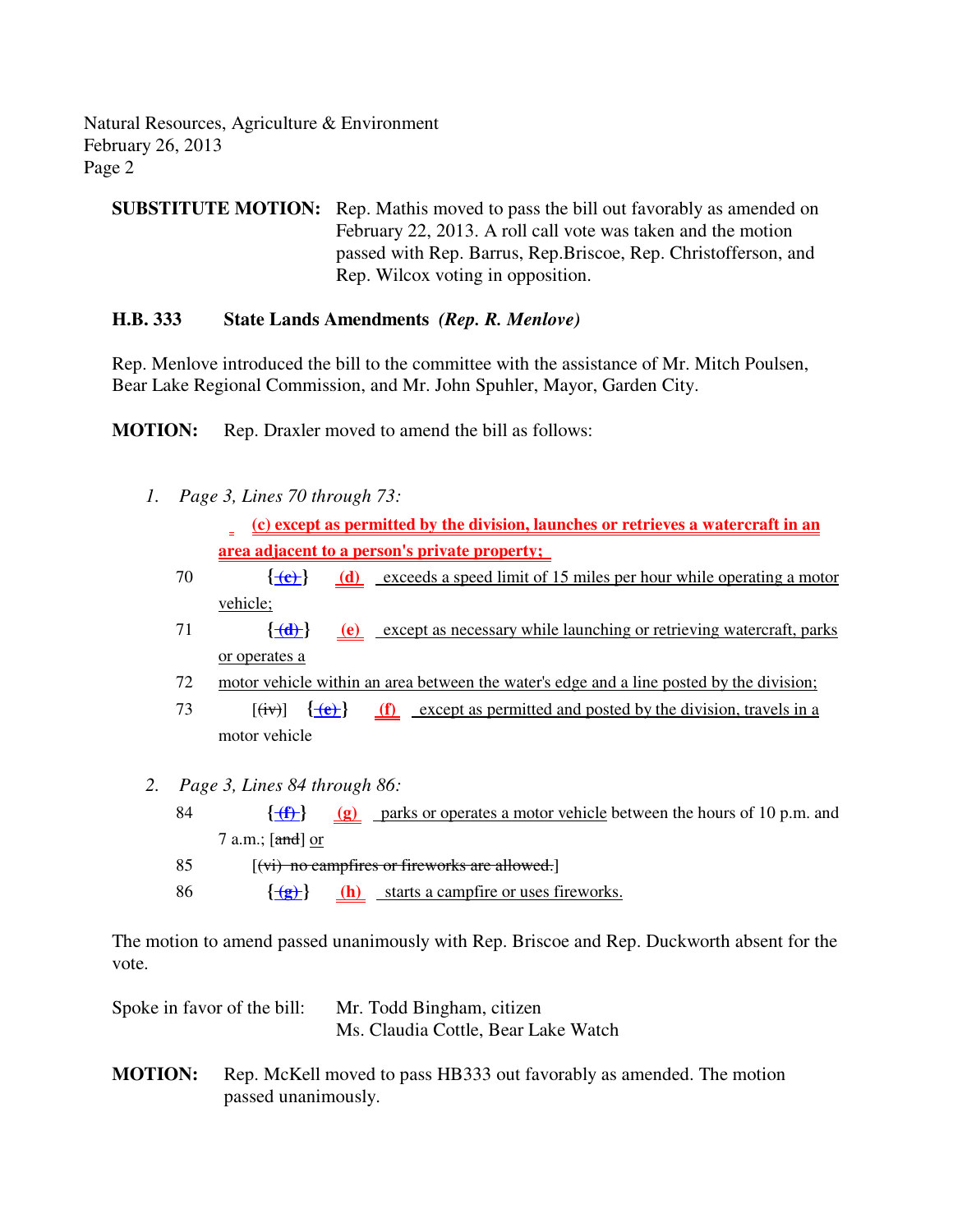**SUBSTITUTE MOTION:** Rep. Mathis moved to pass the bill out favorably as amended on February 22, 2013. A roll call vote was taken and the motion passed with Rep. Barrus, Rep.Briscoe, Rep. Christofferson, and Rep. Wilcox voting in opposition.

## H.B. 333 State Lands Amendments *(Rep. R. Menlove)*

Rep. Menlove introduced the bill to the committee with the assistance of Mr. Mitch Poulsen, Bear Lake Regional Commission, and Mr. John Spuhler, Mayor, Garden City.

**MOTION:** Rep. Draxler moved to amend the bill as follows:

1. *Page 3, Lines 70 through 73:*

   **(c) except as permitted by the division, launches or retrieves a watercraft in an area adjacent to a person's private property;**

   70 {~~(c)~~} **(d)** exceeds a speed limit of 15 miles per hour while operating a motor vehicle;

   71 {~~(d)~~} **(e)** except as necessary while launching or retrieving watercraft, parks or operates a

   72 motor vehicle within an area between the water's edge and a line posted by the division;

   73 [~~(iv)~~] {~~(e)~~} **(f)** except as permitted and posted by the division, travels in a motor vehicle

2. *Page 3, Lines 84 through 86:*

   84 {~~(f)~~} **(g)** parks or operates a motor vehicle between the hours of 10 p.m. and 7 a.m.; [~~and~~] or

   85 [~~(vi) no campfires or fireworks are allowed.~~]

   86 {~~(g)~~} **(h)** starts a campfire or uses fireworks.

The motion to amend passed unanimously with Rep. Briscoe and Rep. Duckworth absent for the vote.

Spoke in favor of the bill: Mr. Todd Bingham, citizen
Ms. Claudia Cottle, Bear Lake Watch

**MOTION:** Rep. McKell moved to pass HB333 out favorably as amended. The motion passed unanimously.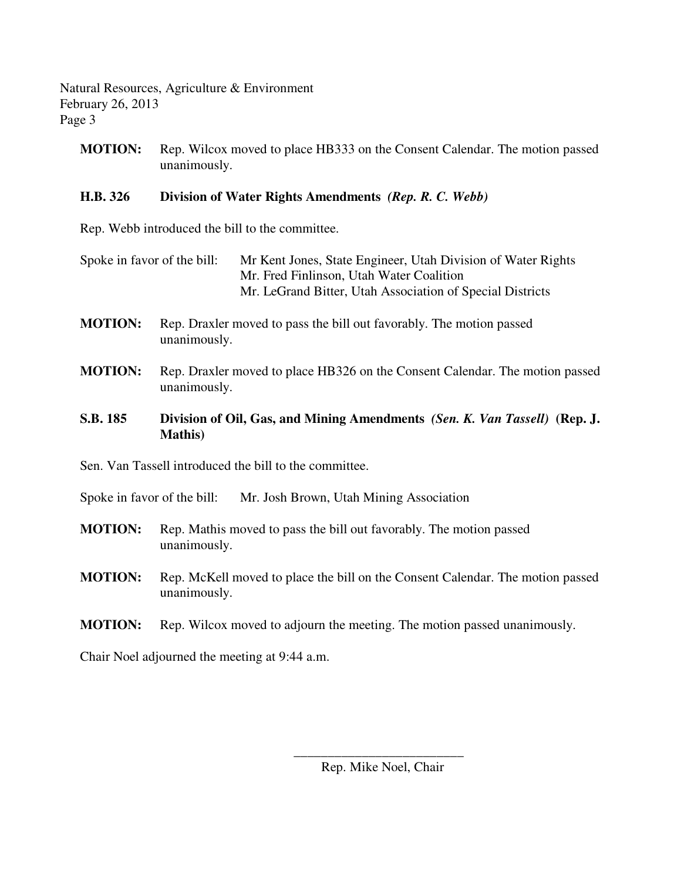**MOTION:** Rep. Wilcox moved to place HB333 on the Consent Calendar. The motion passed unanimously.

**H.B. 326 Division of Water Rights Amendments** ***(Rep. R. C. Webb)***

Rep. Webb introduced the bill to the committee.

Spoke in favor of the bill:
- Mr Kent Jones, State Engineer, Utah Division of Water Rights
- Mr. Fred Finlinson, Utah Water Coalition
- Mr. LeGrand Bitter, Utah Association of Special Districts

**MOTION:** Rep. Draxler moved to pass the bill out favorably. The motion passed unanimously.

**MOTION:** Rep. Draxler moved to place HB326 on the Consent Calendar. The motion passed unanimously.

**S.B. 185 Division of Oil, Gas, and Mining Amendments** ***(Sen. K. Van Tassell)*** **(Rep. J. Mathis)**

Sen. Van Tassell introduced the bill to the committee.

Spoke in favor of the bill: Mr. Josh Brown, Utah Mining Association

**MOTION:** Rep. Mathis moved to pass the bill out favorably. The motion passed unanimously.

**MOTION:** Rep. McKell moved to place the bill on the Consent Calendar. The motion passed unanimously.

**MOTION:** Rep. Wilcox moved to adjourn the meeting. The motion passed unanimously.

Chair Noel adjourned the meeting at 9:44 a.m.

\_\_\_\_\_\_\_\_\_\_\_\_\_\_\_\_\_\_\_\_\_\_\_\_\_\_

Rep. Mike Noel, Chair